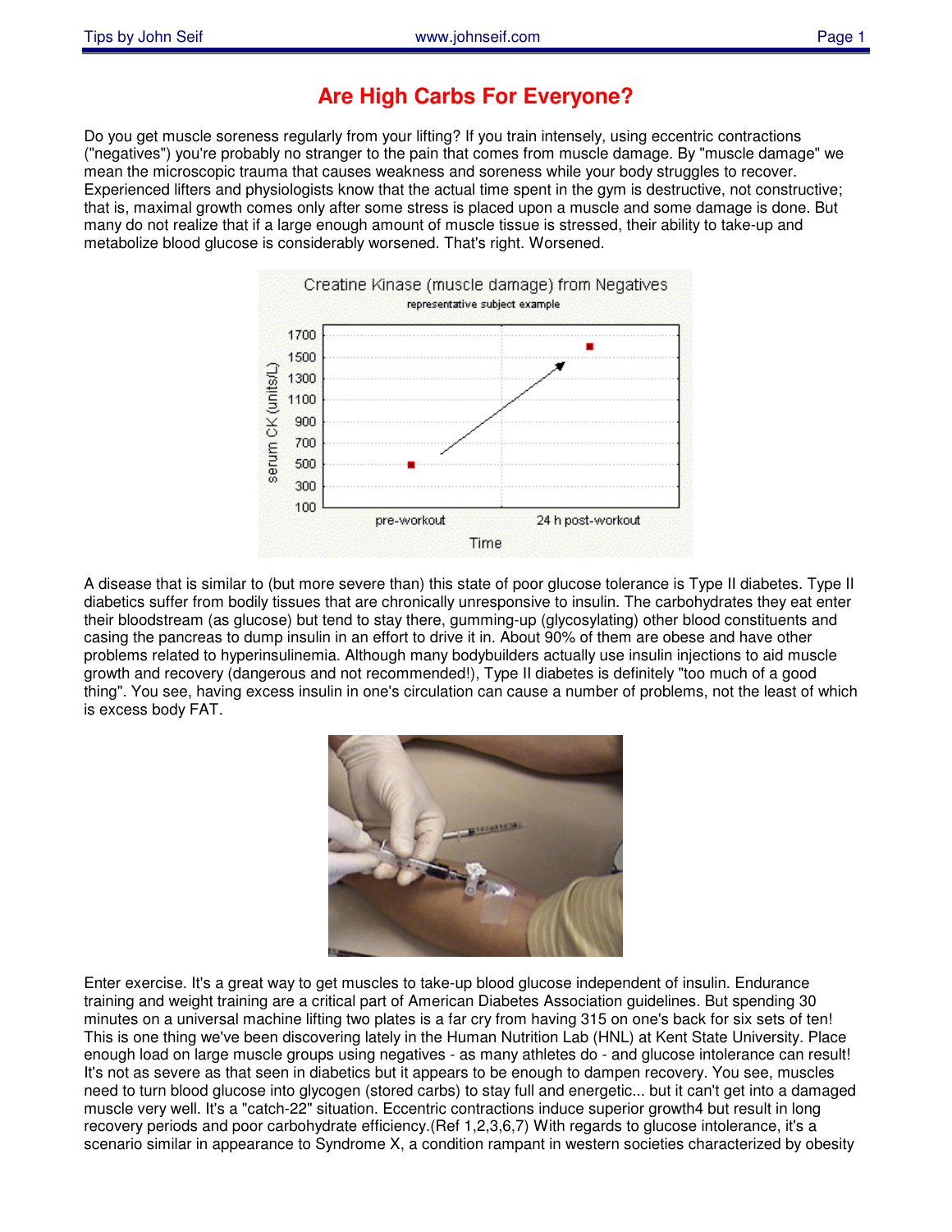# Are High Carbs For Everyone?

Do you get muscle soreness regularly from your lifting? If you train intensely, using eccentric contractions ("negatives") you're probably no stranger to the pain that comes from muscle damage. By "muscle damage" we mean the microscopic trauma that causes weakness and soreness while your body struggles to recover. Experienced lifters and physiologists know that the actual time spent in the gym is destructive, not constructive; that is, maximal growth comes only after some stress is placed upon a muscle and some damage is done. But many do not realize that if a large enough amount of muscle tissue is stressed, their ability to take-up and metabolize blood glucose is considerably worsened. That's right. Worsened.

A disease that is similar to (but more severe than) this state of poor glucose tolerance is Type II diabetes. Type II diabetics suffer from bodily tissues that are chronically unresponsive to insulin. The carbohydrates they eat enter their bloodstream (as glucose) but tend to stay there, gumming-up (glycosylating) other blood constituents and casing the pancreas to dump insulin in an effort to drive it in. About 90% of them are obese and have other problems related to hyperinsulinemia. Although many bodybuilders actually use insulin injections to aid muscle growth and recovery (dangerous and not recommended!), Type II diabetes is definitely "too much of a good thing". You see, having excess insulin in one's circulation can cause a number of problems, not the least of which is excess body FAT.

Enter exercise. It's a great way to get muscles to take-up blood glucose independent of insulin. Endurance training and weight training are a critical part of American Diabetes Association guidelines. But spending 30 minutes on a universal machine lifting two plates is a far cry from having 315 on one's back for six sets of ten! This is one thing we've been discovering lately in the Human Nutrition Lab (HNL) at Kent State University. Place enough load on large muscle groups using negatives - as many athletes do - and glucose intolerance can result! It's not as severe as that seen in diabetics but it appears to be enough to dampen recovery. You see, muscles need to turn blood glucose into glycogen (stored carbs) to stay full and energetic... but it can't get into a damaged muscle very well. It's a "catch-22" situation. Eccentric contractions induce superior growth[4] but result in long recovery periods and poor carbohydrate efficiency.(Ref 1,2,3,6,7) With regards to glucose intolerance, it's a scenario similar in appearance to Syndrome X, a condition rampant in western societies characterized by obesity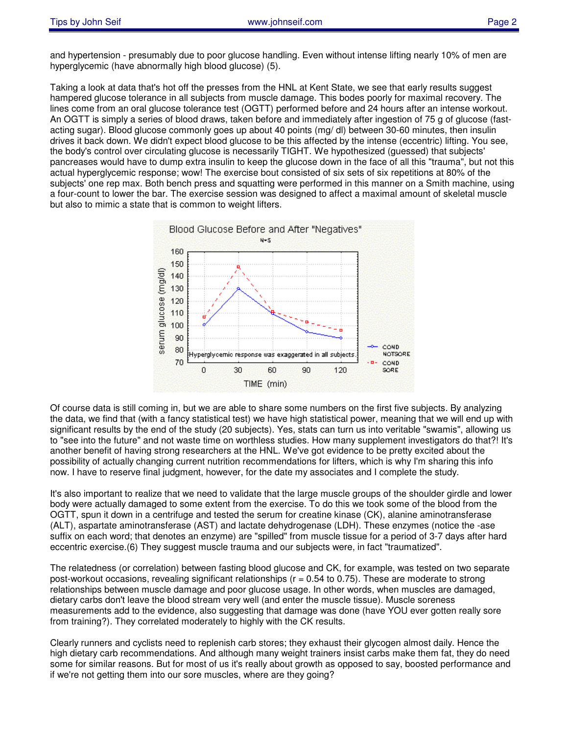and hypertension - presumably due to poor glucose handling. Even without intense lifting nearly 10% of men are hyperglycemic (have abnormally high blood glucose) (5).

Taking a look at data that's hot off the presses from the HNL at Kent State, we see that early results suggest hampered glucose tolerance in all subjects from muscle damage. This bodes poorly for maximal recovery. The lines come from an oral glucose tolerance test (OGTT) performed before and 24 hours after an intense workout. An OGTT is simply a series of blood draws, taken before and immediately after ingestion of 75 g of glucose (fast-acting sugar). Blood glucose commonly goes up about 40 points (mg/ dl) between 30-60 minutes, then insulin drives it back down. We didn't expect blood glucose to be this affected by the intense (eccentric) lifting. You see, the body's control over circulating glucose is necessarily TIGHT. We hypothesized (guessed) that subjects' pancreases would have to dump extra insulin to keep the glucose down in the face of all this "trauma", but not this actual hyperglycemic response; wow! The exercise bout consisted of six sets of six repetitions at 80% of the subjects' one rep max. Both bench press and squatting were performed in this manner on a Smith machine, using a four-count to lower the bar. The exercise session was designed to affect a maximal amount of skeletal muscle but also to mimic a state that is common to weight lifters.

Blood Glucose Before and After "Negatives"

N=5

| TIME (min) | COND NOTSORE serum glucose (mg/dl) | COND SORE serum glucose (mg/dl) |
|---|---|---|
| 0 | ~101 | ~107 |
| 30 | ~130 | ~148 |
| 60 | ~110 | ~112 |
| 90 | ~95 | ~103 |
| 120 | ~90 | ~97 |

Hyperglycemic response was exaggerated in all subjects.

Of course data is still coming in, but we are able to share some numbers on the first five subjects. By analyzing the data, we find that (with a fancy statistical test) we have high statistical power, meaning that we will end up with significant results by the end of the study (20 subjects). Yes, stats can turn us into veritable "swamis", allowing us to "see into the future" and not waste time on worthless studies. How many supplement investigators do that?! It's another benefit of having strong researchers at the HNL. We've got evidence to be pretty excited about the possibility of actually changing current nutrition recommendations for lifters, which is why I'm sharing this info now. I have to reserve final judgment, however, for the date my associates and I complete the study.

It's also important to realize that we need to validate that the large muscle groups of the shoulder girdle and lower body were actually damaged to some extent from the exercise. To do this we took some of the blood from the OGTT, spun it down in a centrifuge and tested the serum for creatine kinase (CK), alanine aminotransferase (ALT), aspartate aminotransferase (AST) and lactate dehydrogenase (LDH). These enzymes (notice the -ase suffix on each word; that denotes an enzyme) are "spilled" from muscle tissue for a period of 3-7 days after hard eccentric exercise.(6) They suggest muscle trauma and our subjects were, in fact "traumatized".

The relatedness (or correlation) between fasting blood glucose and CK, for example, was tested on two separate post-workout occasions, revealing significant relationships ($r = 0.54$ to $0.75$). These are moderate to strong relationships between muscle damage and poor glucose usage. In other words, when muscles are damaged, dietary carbs don't leave the blood stream very well (and enter the muscle tissue). Muscle soreness measurements add to the evidence, also suggesting that damage was done (have YOU ever gotten really sore from training?). They correlated moderately to highly with the CK results.

Clearly runners and cyclists need to replenish carb stores; they exhaust their glycogen almost daily. Hence the high dietary carb recommendations. And although many weight trainers insist carbs make them fat, they do need some for similar reasons. But for most of us it's really about growth as opposed to say, boosted performance and if we're not getting them into our sore muscles, where are they going?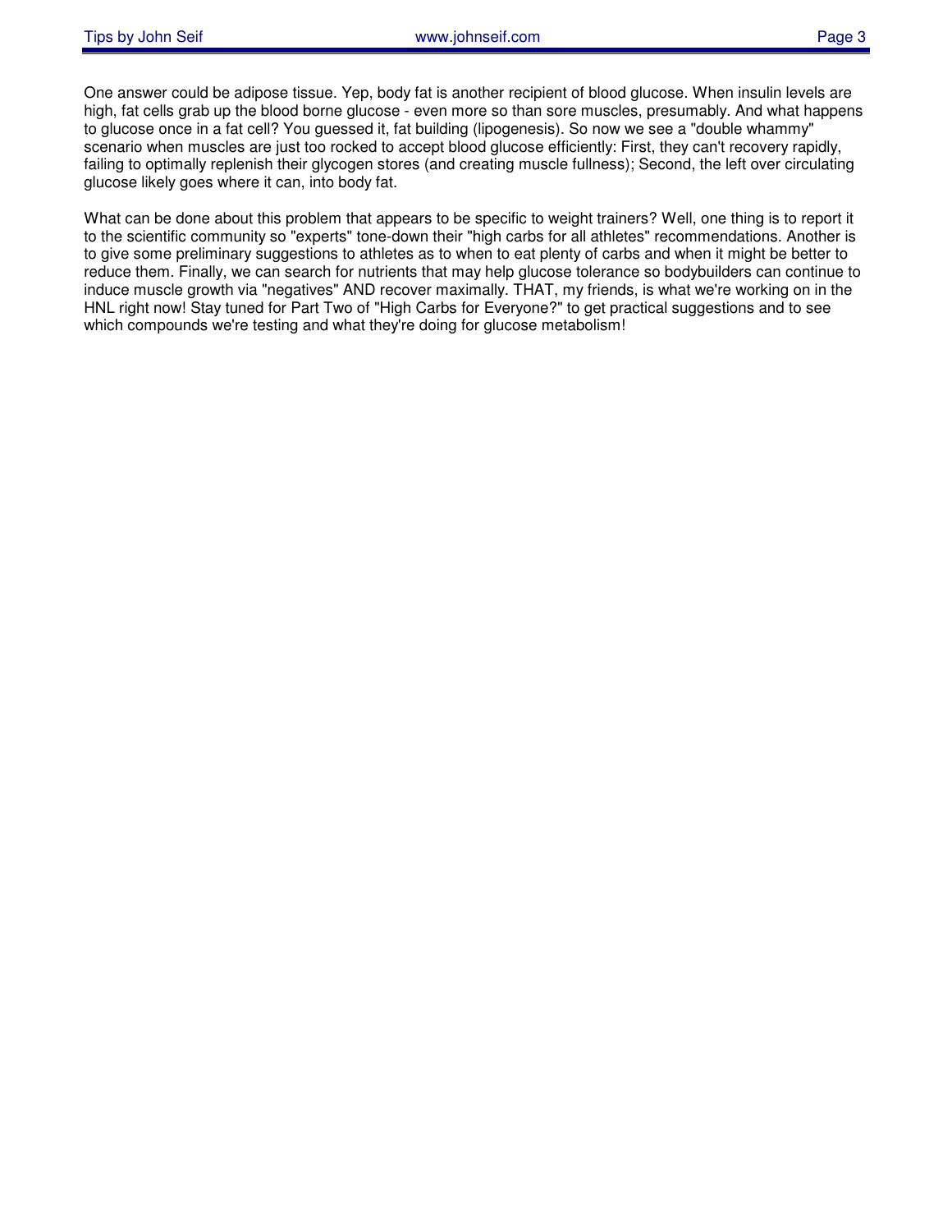One answer could be adipose tissue. Yep, body fat is another recipient of blood glucose. When insulin levels are high, fat cells grab up the blood borne glucose - even more so than sore muscles, presumably. And what happens to glucose once in a fat cell? You guessed it, fat building (lipogenesis). So now we see a "double whammy" scenario when muscles are just too rocked to accept blood glucose efficiently: First, they can't recovery rapidly, failing to optimally replenish their glycogen stores (and creating muscle fullness); Second, the left over circulating glucose likely goes where it can, into body fat.

What can be done about this problem that appears to be specific to weight trainers? Well, one thing is to report it to the scientific community so "experts" tone-down their "high carbs for all athletes" recommendations. Another is to give some preliminary suggestions to athletes as to when to eat plenty of carbs and when it might be better to reduce them. Finally, we can search for nutrients that may help glucose tolerance so bodybuilders can continue to induce muscle growth via "negatives" AND recover maximally. THAT, my friends, is what we're working on in the HNL right now! Stay tuned for Part Two of "High Carbs for Everyone?" to get practical suggestions and to see which compounds we're testing and what they're doing for glucose metabolism!